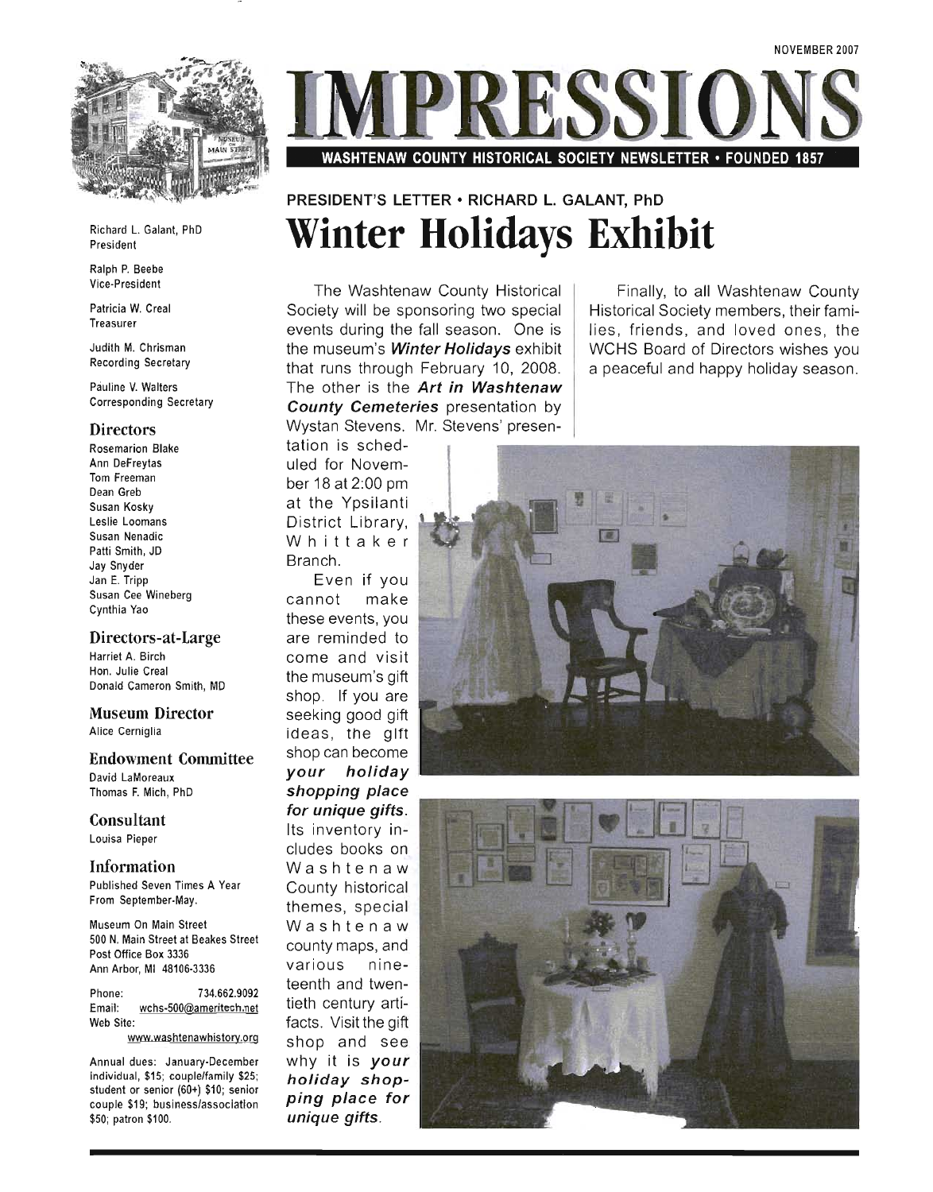NOVEMBER 2007

# IMPRESSIONS

**WASHTENAW COUNTY HISTORICAL SOCIETY NEWSLETTER • FOUNDED 1857**

Richard L. Galant, PhD
President

Ralph P. Beebe
Vice-President

Patricia W. Creal
Treasurer

Judith M. Chrisman
Recording Secretary

Pauline V. Walters
Corresponding Secretary

### Directors

Rosemarion Blake
Ann DeFreytas
Tom Freeman
Dean Greb
Susan Kosky
Leslie Loomans
Susan Nenadic
Patti Smith, JD
Jay Snyder
Jan E. Tripp
Susan Cee Wineberg
Cynthia Yao

### Directors-at-Large

Harriet A. Birch
Hon. Julie Creal
Donald Cameron Smith, MD

### Museum Director

Alice Cerniglia

### Endowment Committee

David LaMoreaux
Thomas F. Mich, PhD

### Consultant

Louisa Pieper

### Information

Published Seven Times A Year From September-May.

Museum On Main Street
500 N. Main Street at Beakes Street
Post Office Box 3336
Ann Arbor, MI 48106-3336

Phone: 734.662.9092
Email: wchs-500@ameritech.net
Web Site: www.washtenawhistory.org

Annual dues: January-December individual, $15; couple/family $25; student or senior (60+) $10; senior couple $19; business/association $50; patron $100.

## PRESIDENT'S LETTER • RICHARD L. GALANT, PhD

# Winter Holidays Exhibit

The Washtenaw County Historical Society will be sponsoring two special events during the fall season. One is the museum's ***Winter Holidays*** exhibit that runs through February 10, 2008. The other is the ***Art in Washtenaw County Cemeteries*** presentation by Wystan Stevens. Mr. Stevens' presentation is scheduled for November 18 at 2:00 pm at the Ypsilanti District Library, Whittaker Branch.

Even if you cannot make these events, you are reminded to come and visit the museum's gift shop. If you are seeking good gift ideas, the gift shop can become ***your holiday shopping place for unique gifts***. Its inventory includes books on Washtenaw County historical themes, special Washtenaw county maps, and various nineteenth and twentieth century artifacts. Visit the gift shop and see why it is ***your holiday shopping place for unique gifts***.

Finally, to all Washtenaw County Historical Society members, their families, friends, and loved ones, the WCHS Board of Directors wishes you a peaceful and happy holiday season.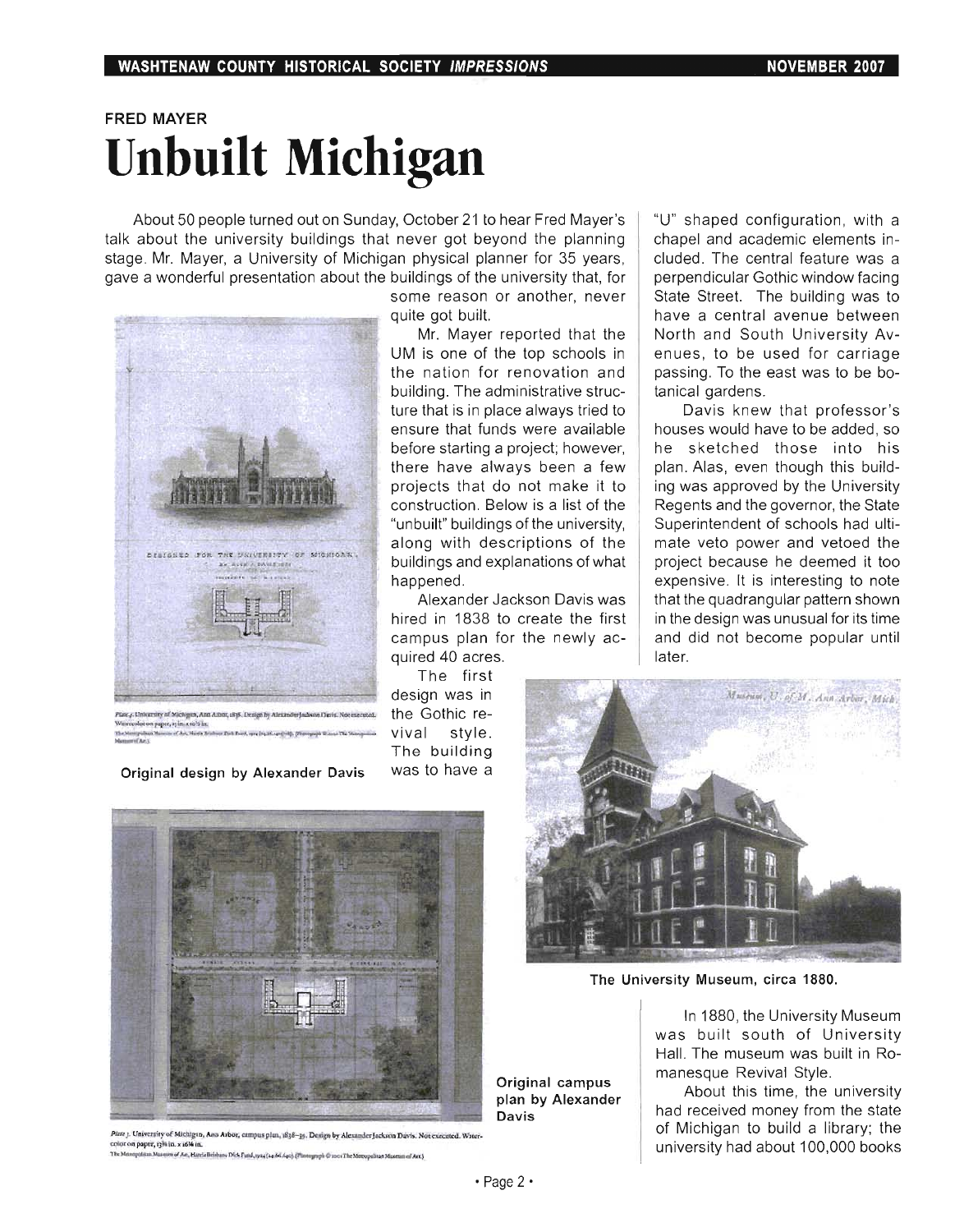FRED MAYER

# Unbuilt Michigan

About 50 people turned out on Sunday, October 21 to hear Fred Mayer's talk about the university buildings that never got beyond the planning stage. Mr. Mayer, a University of Michigan physical planner for 35 years, gave a wonderful presentation about the buildings of the university that, for some reason or another, never quite got built.

Mr. Mayer reported that the UM is one of the top schools in the nation for renovation and building. The administrative structure that is in place always tried to ensure that funds were available before starting a project; however, there have always been a few projects that do not make it to construction. Below is a list of the "unbuilt" buildings of the university, along with descriptions of the buildings and explanations of what happened.

Alexander Jackson Davis was hired in 1838 to create the first campus plan for the newly acquired 40 acres.

The first design was in the Gothic revival style. The building was to have a "U" shaped configuration, with a chapel and academic elements included. The central feature was a perpendicular Gothic window facing State Street. The building was to have a central avenue between North and South University Avenues, to be used for carriage passing. To the east was to be botanical gardens.

Davis knew that professor's houses would have to be added, so he sketched those into his plan. Alas, even though this building was approved by the University Regents and the governor, the State Superintendent of schools had ultimate veto power and vetoed the project because he deemed it too expensive. It is interesting to note that the quadrangular pattern shown in the design was unusual for its time and did not become popular until later.

Original design by Alexander Davis

Original campus plan by Alexander Davis

The University Museum, circa 1880.

In 1880, the University Museum was built south of University Hall. The museum was built in Romanesque Revival Style.

About this time, the university had received money from the state of Michigan to build a library; the university had about 100,000 books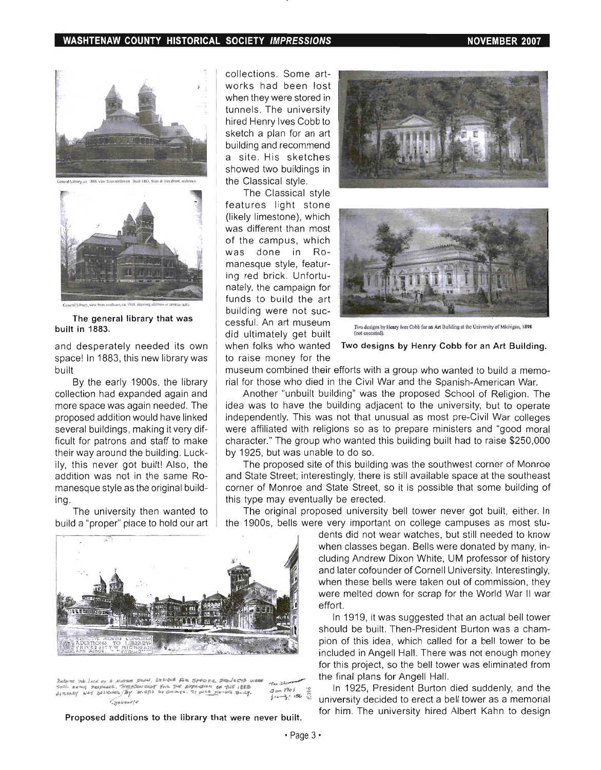The general library that was built in 1883.

and desperately needed its own space! In 1883, this new library was built

By the early 1900s, the library collection had expanded again and more space was again needed. The proposed addition would have linked several buildings, making it very difficult for patrons and staff to make their way around the building. Luckily, this never got built! Also, the addition was not in the same Romanesque style as the original building.

The university then wanted to build a "proper" place to hold our art collections. Some artworks had been lost when they were stored in tunnels. The university hired Henry Ives Cobb to sketch a plan for an art building and recommend a site. His sketches showed two buildings in the Classical style.

The Classical style features light stone (likely limestone), which was different than most of the campus, which was done in Romanesque style, featuring red brick. Unfortunately, the campaign for funds to build the art building were not successful. An art museum did ultimately get built when folks who wanted to raise money for the museum combined their efforts with a group who wanted to build a memorial for those who died in the Civil War and the Spanish-American War.

Two designs by Henry Cobb for an Art Building.

Another "unbuilt building" was the proposed School of Religion. The idea was to have the building adjacent to the university, but to operate independently. This was not that unusual as most pre-Civil War colleges were affiliated with religions so as to prepare ministers and "good moral character." The group who wanted this building built had to raise $250,000 by 1925, but was unable to do so.

The proposed site of this building was the southwest corner of Monroe and State Street; interestingly, there is still available space at the southeast corner of Monroe and State Street, so it is possible that some building of this type may eventually be erected.

The original proposed university bell tower never got built, either. In the 1900s, bells were very important on college campuses as most students did not wear watches, but still needed to know when classes began. Bells were donated by many, including Andrew Dixon White, UM professor of history and later cofounder of Cornell University. Interestingly, when these bells were taken out of commission, they were melted down for scrap for the World War II war effort.

In 1919, it was suggested that an actual bell tower should be built. Then-President Burton was a champion of this idea, which called for a bell tower to be included in Angell Hall. There was not enough money for this project, so the bell tower was eliminated from the final plans for Angell Hall.

In 1925, President Burton died suddenly, and the university decided to erect a bell tower as a memorial for him. The university hired Albert Kahn to design

Proposed additions to the library that were never built.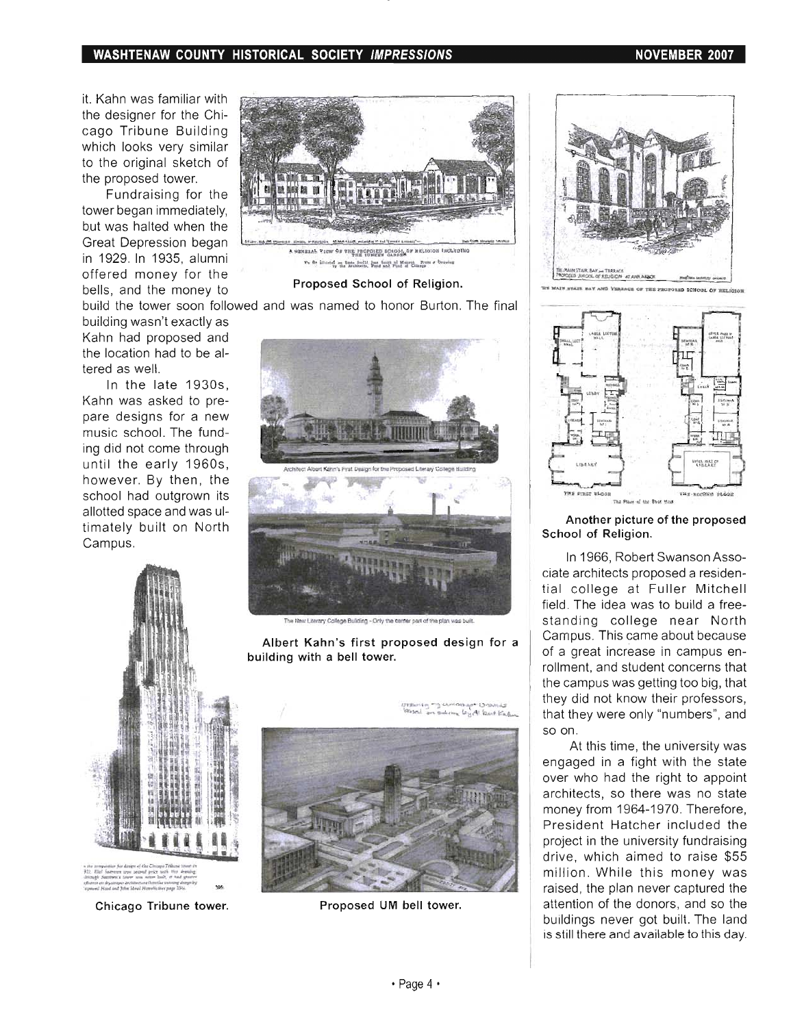it. Kahn was familiar with the designer for the Chicago Tribune Building which looks very similar to the original sketch of the proposed tower.

Fundraising for the tower began immediately, but was halted when the Great Depression began in 1929. In 1935, alumni offered money for the bells, and the money to build the tower soon followed and was named to honor Burton. The final building wasn't exactly as Kahn had proposed and the location had to be altered as well.

In the late 1930s, Kahn was asked to prepare designs for a new music school. The funding did not come through until the early 1960s, however. By then, the school had outgrown its allotted space and was ultimately built on North Campus.

**Proposed School of Religion.**

**Albert Kahn's first proposed design for a building with a bell tower.**

**Chicago Tribune tower.**

**Proposed UM bell tower.**

**Another picture of the proposed School of Religion.**

In 1966, Robert Swanson Associate architects proposed a residential college at Fuller Mitchell field. The idea was to build a freestanding college near North Campus. This came about because of a great increase in campus enrollment, and student concerns that the campus was getting too big, that they did not know their professors, that they were only "numbers", and so on.

At this time, the university was engaged in a fight with the state over who had the right to appoint architects, so there was no state money from 1964-1970. Therefore, President Hatcher included the project in the university fundraising drive, which aimed to raise $55 million. While this money was raised, the plan never captured the attention of the donors, and so the buildings never got built. The land is still there and available to this day.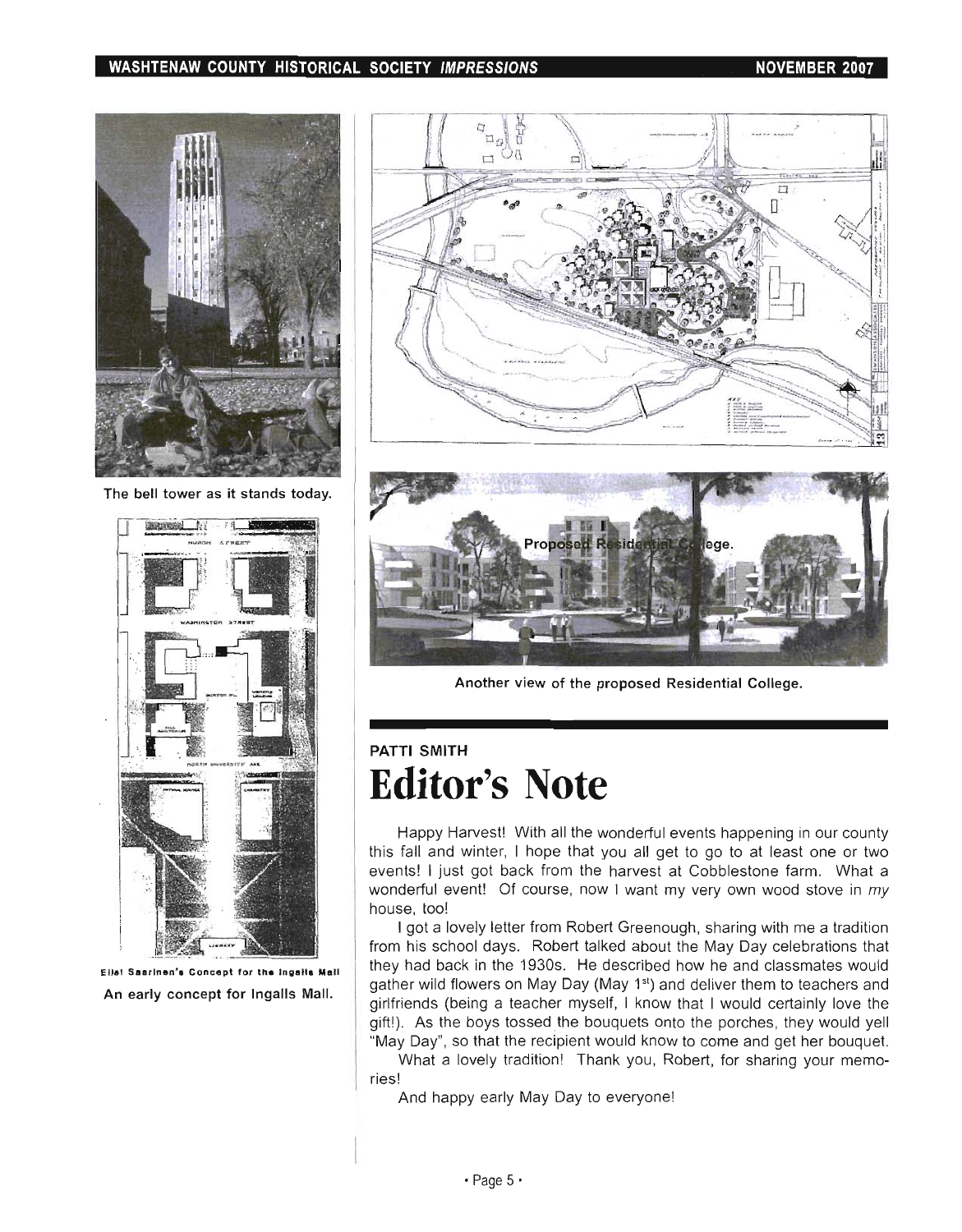The bell tower as it stands today.

Eliel Saarinen's Concept for the Ingalls Mall

An early concept for Ingalls Mall.

Proposed Residential College.

Another view of the proposed Residential College.

PATTI SMITH

# Editor's Note

Happy Harvest! With all the wonderful events happening in our county this fall and winter, I hope that you all get to go to at least one or two events! I just got back from the harvest at Cobblestone farm. What a wonderful event! Of course, now I want my very own wood stove in *my* house, too!

I got a lovely letter from Robert Greenough, sharing with me a tradition from his school days. Robert talked about the May Day celebrations that they had back in the 1930s. He described how he and classmates would gather wild flowers on May Day (May 1st) and deliver them to teachers and girlfriends (being a teacher myself, I know that I would certainly love the gift!). As the boys tossed the bouquets onto the porches, they would yell "May Day", so that the recipient would know to come and get her bouquet.

What a lovely tradition! Thank you, Robert, for sharing your memories!

And happy early May Day to everyone!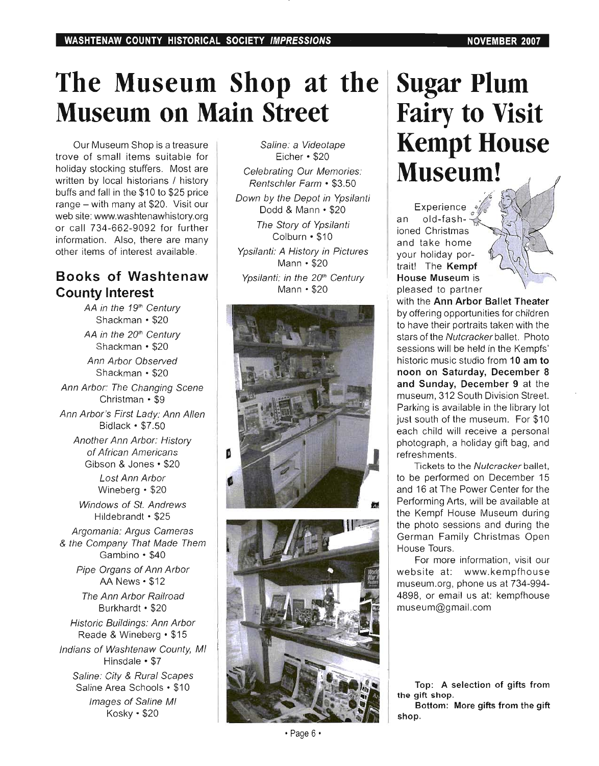// The Museum Shop at the Museum on Main Street

# The Museum Shop at the Museum on Main Street

Our Museum Shop is a treasure trove of small items suitable for holiday stocking stuffers. Most are written by local historians / history buffs and fall in the \$10 to \$25 price range – with many at \$20. Visit our web site: www.washtenawhistory.org or call 734-662-9092 for further information. Also, there are many other items of interest available.

## Books of Washtenaw County Interest

*AA in the 19th Century*
Shackman • \$20

*AA in the 20th Century*
Shackman • \$20

*Ann Arbor Observed*
Shackman • \$20

*Ann Arbor: The Changing Scene*
Christman • \$9

*Ann Arbor's First Lady: Ann Allen*
Bidlack • \$7.50

*Another Ann Arbor: History of African Americans*
Gibson & Jones • \$20

*Lost Ann Arbor*
Wineberg • \$20

*Windows of St. Andrews*
Hildebrandt • \$25

*Argomania: Argus Cameras & the Company That Made Them*
Gambino • \$40

*Pipe Organs of Ann Arbor*
AA News • \$12

*The Ann Arbor Railroad*
Burkhardt • \$20

*Historic Buildings: Ann Arbor*
Reade & Wineberg • \$15

*Indians of Washtenaw County, MI*
Hinsdale • \$7

*Saline: City & Rural Scapes*
Saline Area Schools • \$10

*Images of Saline MI*
Kosky • \$20

*Saline: a Videotape*
Eicher • \$20

*Celebrating Our Memories: Rentschler Farm* • \$3.50

*Down by the Depot in Ypsilanti*
Dodd & Mann • \$20

*The Story of Ypsilanti*
Colburn • \$10

*Ypsilanti: A History in Pictures*
Mann • \$20

*Ypsilanti: in the 20th Century*
Mann • \$20

Top: A selection of gifts from the gift shop.

Bottom: More gifts from the gift shop.

# Sugar Plum Fairy to Visit Kempt House Museum!

Experience an old-fashioned Christmas and take home your holiday portrait! The **Kempf House Museum** is pleased to partner with the **Ann Arbor Ballet Theater** by offering opportunities for children to have their portraits taken with the stars of the *Nutcracker* ballet. Photo sessions will be held in the Kempfs' historic music studio from **10 am to noon on Saturday, December 8 and Sunday, December 9** at the museum, 312 South Division Street. Parking is available in the library lot just south of the museum. For \$10 each child will receive a personal photograph, a holiday gift bag, and refreshments.

Tickets to the *Nutcracker* ballet, to be performed on December 15 and 16 at The Power Center for the Performing Arts, will be available at the Kempf House Museum during the photo sessions and during the German Family Christmas Open House Tours.

For more information, visit our website at: www.kempfhousemuseum.org, phone us at 734-994-4898, or email us at: kempfhousemuseum@gmail.com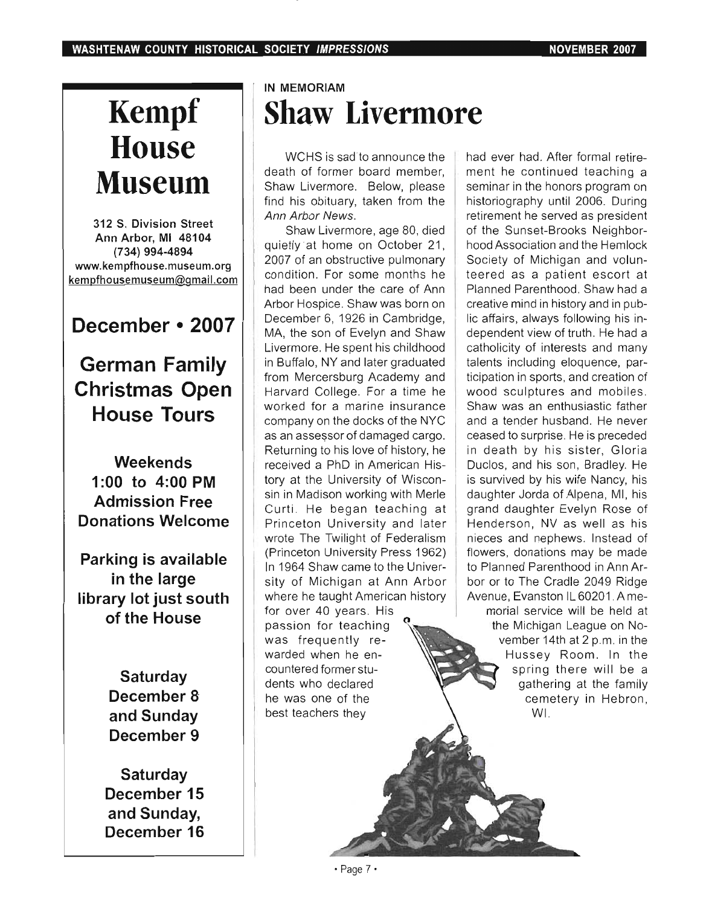# Kempf House Museum

**312 S. Division Street**
**Ann Arbor, MI 48104**
**(734) 994-4894**
**www.kempfhouse.museum.org**
**kempfhousemuseum@gmail.com**

## December • 2007

## German Family Christmas Open House Tours

**Weekends**
**1:00 to 4:00 PM**
**Admission Free**
**Donations Welcome**

**Parking is available in the large library lot just south of the House**

**Saturday December 8 and Sunday December 9**

**Saturday December 15 and Sunday, December 16**

IN MEMORIAM

# Shaw Livermore

WCHS is sad to announce the death of former board member, Shaw Livermore. Below, please find his obituary, taken from the *Ann Arbor News*.

Shaw Livermore, age 80, died quietly at home on October 21, 2007 of an obstructive pulmonary condition. For some months he had been under the care of Ann Arbor Hospice. Shaw was born on December 6, 1926 in Cambridge, MA, the son of Evelyn and Shaw Livermore. He spent his childhood in Buffalo, NY and later graduated from Mercersburg Academy and Harvard College. For a time he worked for a marine insurance company on the docks of the NYC as an assessor of damaged cargo. Returning to his love of history, he received a PhD in American History at the University of Wisconsin in Madison working with Merle Curti. He began teaching at Princeton University and later wrote The Twilight of Federalism (Princeton University Press 1962) In 1964 Shaw came to the University of Michigan at Ann Arbor where he taught American history for over 40 years. His passion for teaching was frequently rewarded when he encountered former students who declared he was one of the best teachers they had ever had. After formal retirement he continued teaching a seminar in the honors program on historiography until 2006. During retirement he served as president of the Sunset-Brooks Neighborhood Association and the Hemlock Society of Michigan and volunteered as a patient escort at Planned Parenthood. Shaw had a creative mind in history and in public affairs, always following his independent view of truth. He had a catholicity of interests and many talents including eloquence, participation in sports, and creation of wood sculptures and mobiles. Shaw was an enthusiastic father and a tender husband. He never ceased to surprise. He is preceded in death by his sister, Gloria Duclos, and his son, Bradley. He is survived by his wife Nancy, his daughter Jorda of Alpena, MI, his grand daughter Evelyn Rose of Henderson, NV as well as his nieces and nephews. Instead of flowers, donations may be made to Planned Parenthood in Ann Arbor or to The Cradle 2049 Ridge Avenue, Evanston IL 60201. A memorial service will be held at the Michigan League on November 14th at 2 p.m. in the Hussey Room. In the spring there will be a gathering at the family cemetery in Hebron, WI.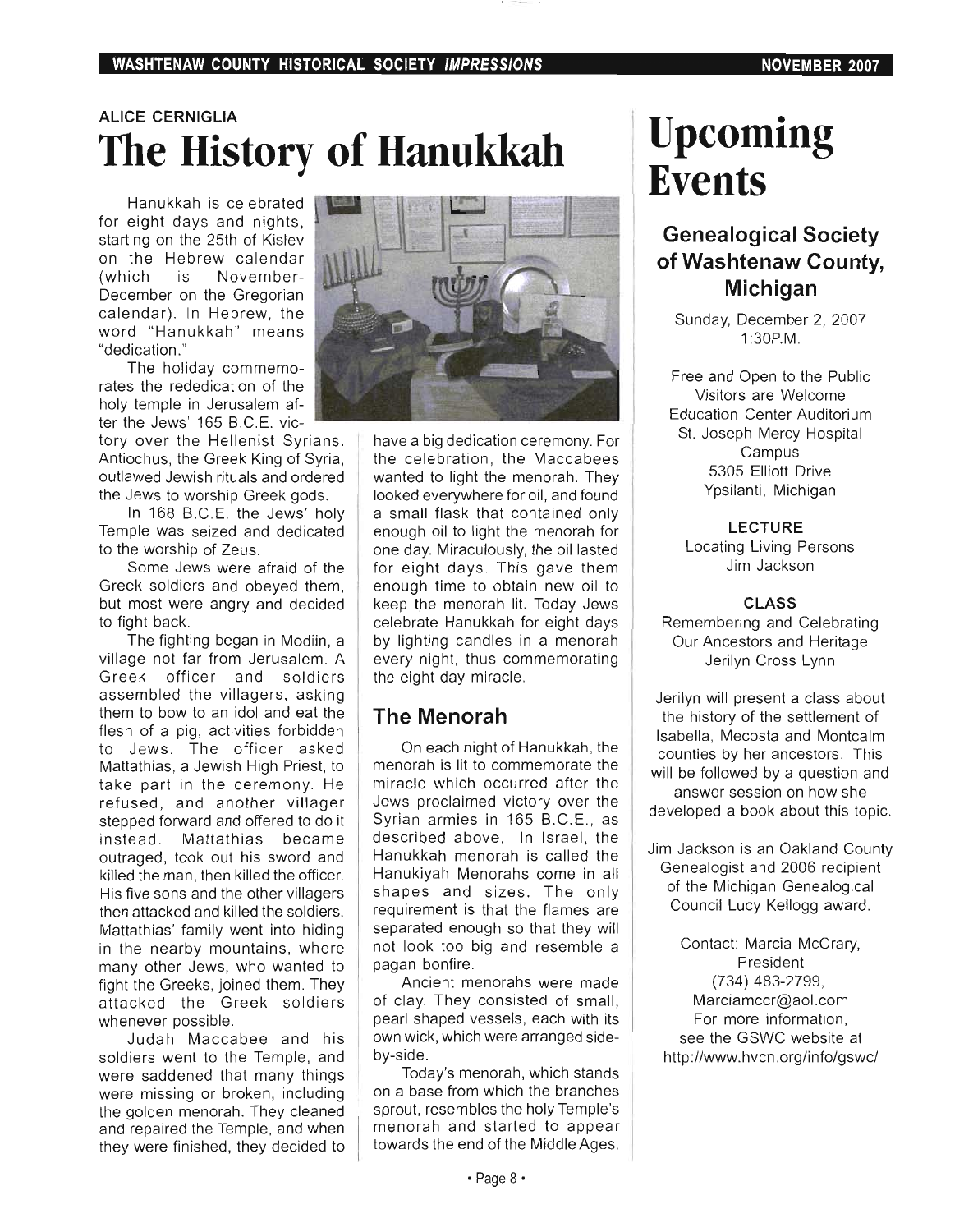ALICE CERNIGLIA

# The History of Hanukkah

Hanukkah is celebrated for eight days and nights, starting on the 25th of Kislev on the Hebrew calendar (which is November-December on the Gregorian calendar). In Hebrew, the word "Hanukkah" means "dedication."

The holiday commemorates the rededication of the holy temple in Jerusalem after the Jews' 165 B.C.E. victory over the Hellenist Syrians. Antiochus, the Greek King of Syria, outlawed Jewish rituals and ordered the Jews to worship Greek gods.

In 168 B.C.E. the Jews' holy Temple was seized and dedicated to the worship of Zeus.

Some Jews were afraid of the Greek soldiers and obeyed them, but most were angry and decided to fight back.

The fighting began in Modiin, a village not far from Jerusalem. A Greek officer and soldiers assembled the villagers, asking them to bow to an idol and eat the flesh of a pig, activities forbidden to Jews. The officer asked Mattathias, a Jewish High Priest, to take part in the ceremony. He refused, and another villager stepped forward and offered to do it instead. Mattathias became outraged, took out his sword and killed the man, then killed the officer. His five sons and the other villagers then attacked and killed the soldiers. Mattathias' family went into hiding in the nearby mountains, where many other Jews, who wanted to fight the Greeks, joined them. They attacked the Greek soldiers whenever possible.

Judah Maccabee and his soldiers went to the Temple, and were saddened that many things were missing or broken, including the golden menorah. They cleaned and repaired the Temple, and when they were finished, they decided to have a big dedication ceremony. For the celebration, the Maccabees wanted to light the menorah. They looked everywhere for oil, and found a small flask that contained only enough oil to light the menorah for one day. Miraculously, the oil lasted for eight days. This gave them enough time to obtain new oil to keep the menorah lit. Today Jews celebrate Hanukkah for eight days by lighting candles in a menorah every night, thus commemorating the eight day miracle.

## The Menorah

On each night of Hanukkah, the menorah is lit to commemorate the miracle which occurred after the Jews proclaimed victory over the Syrian armies in 165 B.C.E., as described above. In Israel, the Hanukkah menorah is called the Hanukiyah Menorahs come in all shapes and sizes. The only requirement is that the flames are separated enough so that they will not look too big and resemble a pagan bonfire.

Ancient menorahs were made of clay. They consisted of small, pearl shaped vessels, each with its own wick, which were arranged side-by-side.

Today's menorah, which stands on a base from which the branches sprout, resembles the holy Temple's menorah and started to appear towards the end of the Middle Ages.

# Upcoming Events

## Genealogical Society of Washtenaw County, Michigan

Sunday, December 2, 2007
1:30P.M.

Free and Open to the Public
Visitors are Welcome
Education Center Auditorium
St. Joseph Mercy Hospital Campus
5305 Elliott Drive
Ypsilanti, Michigan

**LECTURE**
Locating Living Persons
Jim Jackson

**CLASS**
Remembering and Celebrating Our Ancestors and Heritage
Jerilyn Cross Lynn

Jerilyn will present a class about the history of the settlement of Isabella, Mecosta and Montcalm counties by her ancestors. This will be followed by a question and answer session on how she developed a book about this topic.

Jim Jackson is an Oakland County Genealogist and 2006 recipient of the Michigan Genealogical Council Lucy Kellogg award.

Contact: Marcia McCrary, President
(734) 483-2799,
Marciamccr@aol.com
For more information, see the GSWC website at
http://www.hvcn.org/info/gswc/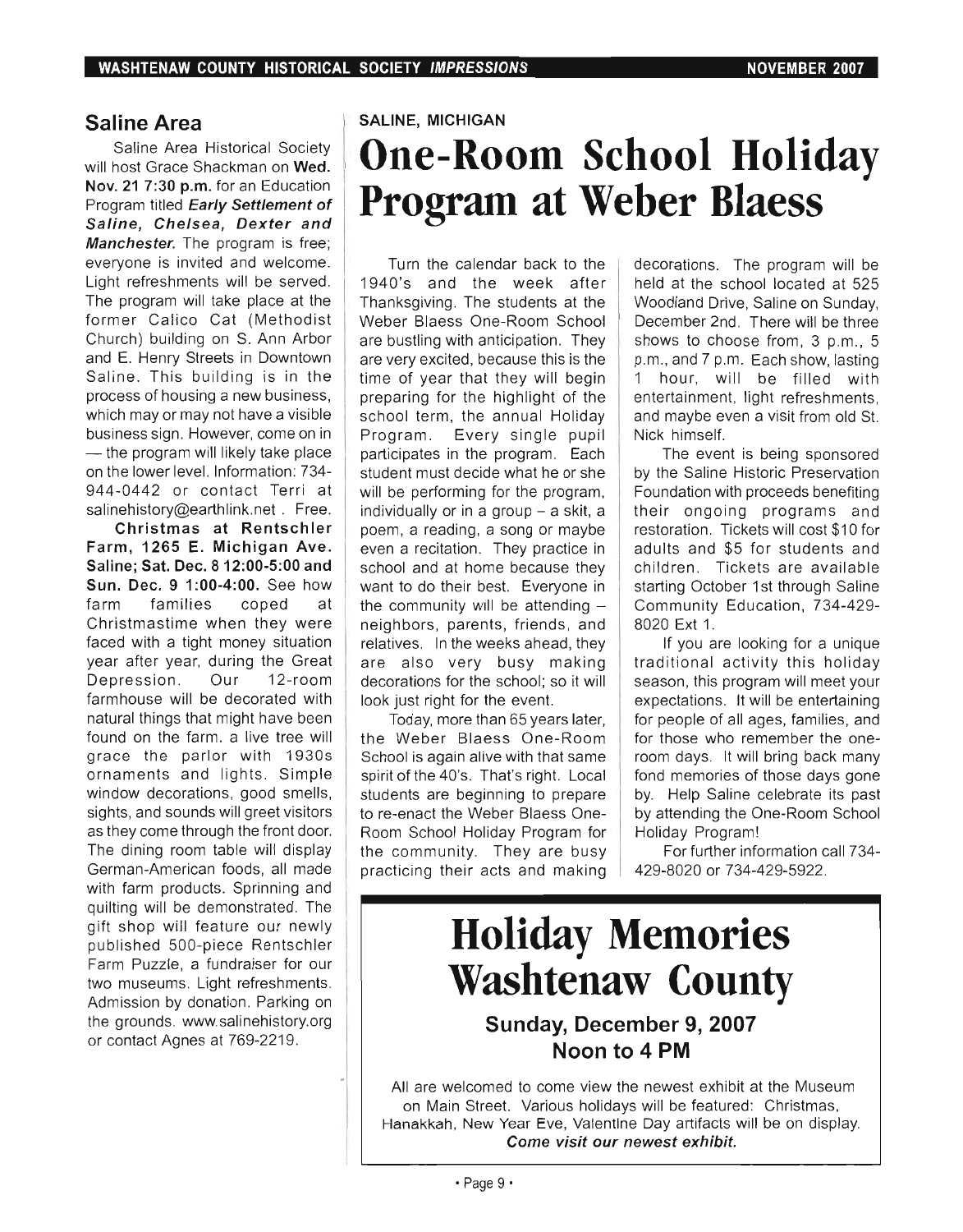## Saline Area

Saline Area Historical Society will host Grace Shackman on **Wed. Nov. 21 7:30 p.m.** for an Education Program titled ***Early Settlement of Saline, Chelsea, Dexter and Manchester.*** The program is free; everyone is invited and welcome. Light refreshments will be served. The program will take place at the former Calico Cat (Methodist Church) building on S. Ann Arbor and E. Henry Streets in Downtown Saline. This building is in the process of housing a new business, which may or may not have a visible business sign. However, come on in — the program will likely take place on the lower level. Information: 734-944-0442 or contact Terri at salinehistory@earthlink.net . Free.

**Christmas at Rentschler Farm, 1265 E. Michigan Ave. Saline; Sat. Dec. 8 12:00-5:00 and Sun. Dec. 9 1:00-4:00.** See how farm families coped at Christmastime when they were faced with a tight money situation year after year, during the Great Depression. Our 12-room farmhouse will be decorated with natural things that might have been found on the farm. a live tree will grace the parlor with 1930s ornaments and lights. Simple window decorations, good smells, sights, and sounds will greet visitors as they come through the front door. The dining room table will display German-American foods, all made with farm products. Sprinning and quilting will be demonstrated. The gift shop will feature our newly published 500-piece Rentschler Farm Puzzle, a fundraiser for our two museums. Light refreshments. Admission by donation. Parking on the grounds. www.salinehistory.org or contact Agnes at 769-2219.

**SALINE, MICHIGAN**

# One-Room School Holiday Program at Weber Blaess

Turn the calendar back to the 1940's and the week after Thanksgiving. The students at the Weber Blaess One-Room School are bustling with anticipation. They are very excited, because this is the time of year that they will begin preparing for the highlight of the school term, the annual Holiday Program. Every single pupil participates in the program. Each student must decide what he or she will be performing for the program, individually or in a group – a skit, a poem, a reading, a song or maybe even a recitation. They practice in school and at home because they want to do their best. Everyone in the community will be attending – neighbors, parents, friends, and relatives. In the weeks ahead, they are also very busy making decorations for the school; so it will look just right for the event.

Today, more than 65 years later, the Weber Blaess One-Room School is again alive with that same spirit of the 40's. That's right. Local students are beginning to prepare to re-enact the Weber Blaess One-Room School Holiday Program for the community. They are busy practicing their acts and making decorations. The program will be held at the school located at 525 Woodland Drive, Saline on Sunday, December 2nd. There will be three shows to choose from, 3 p.m., 5 p.m., and 7 p.m. Each show, lasting 1 hour, will be filled with entertainment, light refreshments, and maybe even a visit from old St. Nick himself.

The event is being sponsored by the Saline Historic Preservation Foundation with proceeds benefiting their ongoing programs and restoration. Tickets will cost $10 for adults and $5 for students and children. Tickets are available starting October 1st through Saline Community Education, 734-429-8020 Ext 1.

If you are looking for a unique traditional activity this holiday season, this program will meet your expectations. It will be entertaining for people of all ages, families, and for those who remember the one-room days. It will bring back many fond memories of those days gone by. Help Saline celebrate its past by attending the One-Room School Holiday Program!

For further information call 734-429-8020 or 734-429-5922.

# Holiday Memories Washtenaw County

### Sunday, December 9, 2007
### Noon to 4 PM

All are welcomed to come view the newest exhibit at the Museum on Main Street. Various holidays will be featured: Christmas, Hanakkah, New Year Eve, Valentine Day artifacts will be on display.

***Come visit our newest exhibit.***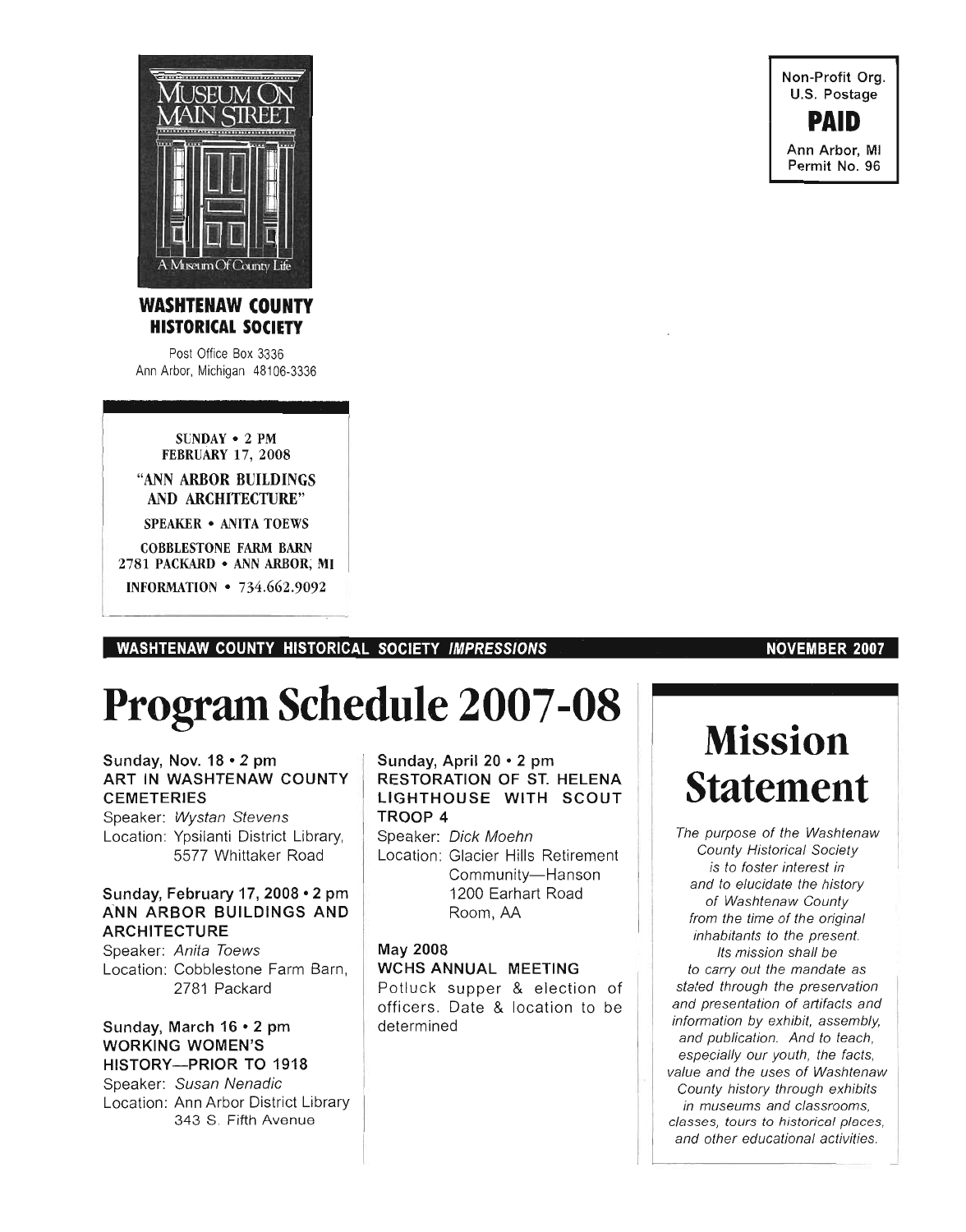MUSEUM ON MAIN STREET

A Museum Of County Life

**WASHTENAW COUNTY HISTORICAL SOCIETY**

Post Office Box 3336
Ann Arbor, Michigan 48106-3336

Non-Profit Org.
U.S. Postage
**PAID**
Ann Arbor, MI
Permit No. 96

SUNDAY • 2 PM
FEBRUARY 17, 2008

"ANN ARBOR BUILDINGS AND ARCHITECTURE"

SPEAKER • ANITA TOEWS

COBBLESTONE FARM BARN
2781 PACKARD • ANN ARBOR, MI

INFORMATION • 734.662.9092

**WASHTENAW COUNTY HISTORICAL SOCIETY *IMPRESSIONS*** — **NOVEMBER 2007**

# Program Schedule 2007-08

**Sunday, Nov. 18 • 2 pm**
**ART IN WASHTENAW COUNTY CEMETERIES**
Speaker: *Wystan Stevens*
Location: Ypsilanti District Library, 5577 Whittaker Road

**Sunday, February 17, 2008 • 2 pm**
**ANN ARBOR BUILDINGS AND ARCHITECTURE**
Speaker: *Anita Toews*
Location: Cobblestone Farm Barn, 2781 Packard

**Sunday, March 16 • 2 pm**
**WORKING WOMEN'S HISTORY—PRIOR TO 1918**
Speaker: *Susan Nenadic*
Location: Ann Arbor District Library 343 S. Fifth Avenue

**Sunday, April 20 • 2 pm**
**RESTORATION OF ST. HELENA LIGHTHOUSE WITH SCOUT TROOP 4**
Speaker: *Dick Moehn*
Location: Glacier Hills Retirement Community—Hanson 1200 Earhart Road Room, AA

**May 2008**
**WCHS ANNUAL MEETING**
Potluck supper & election of officers. Date & location to be determined

# Mission Statement

*The purpose of the Washtenaw County Historical Society is to foster interest in and to elucidate the history of Washtenaw County from the time of the original inhabitants to the present. Its mission shall be to carry out the mandate as stated through the preservation and presentation of artifacts and information by exhibit, assembly, and publication. And to teach, especially our youth, the facts, value and the uses of Washtenaw County history through exhibits in museums and classrooms, classes, tours to historical places, and other educational activities.*